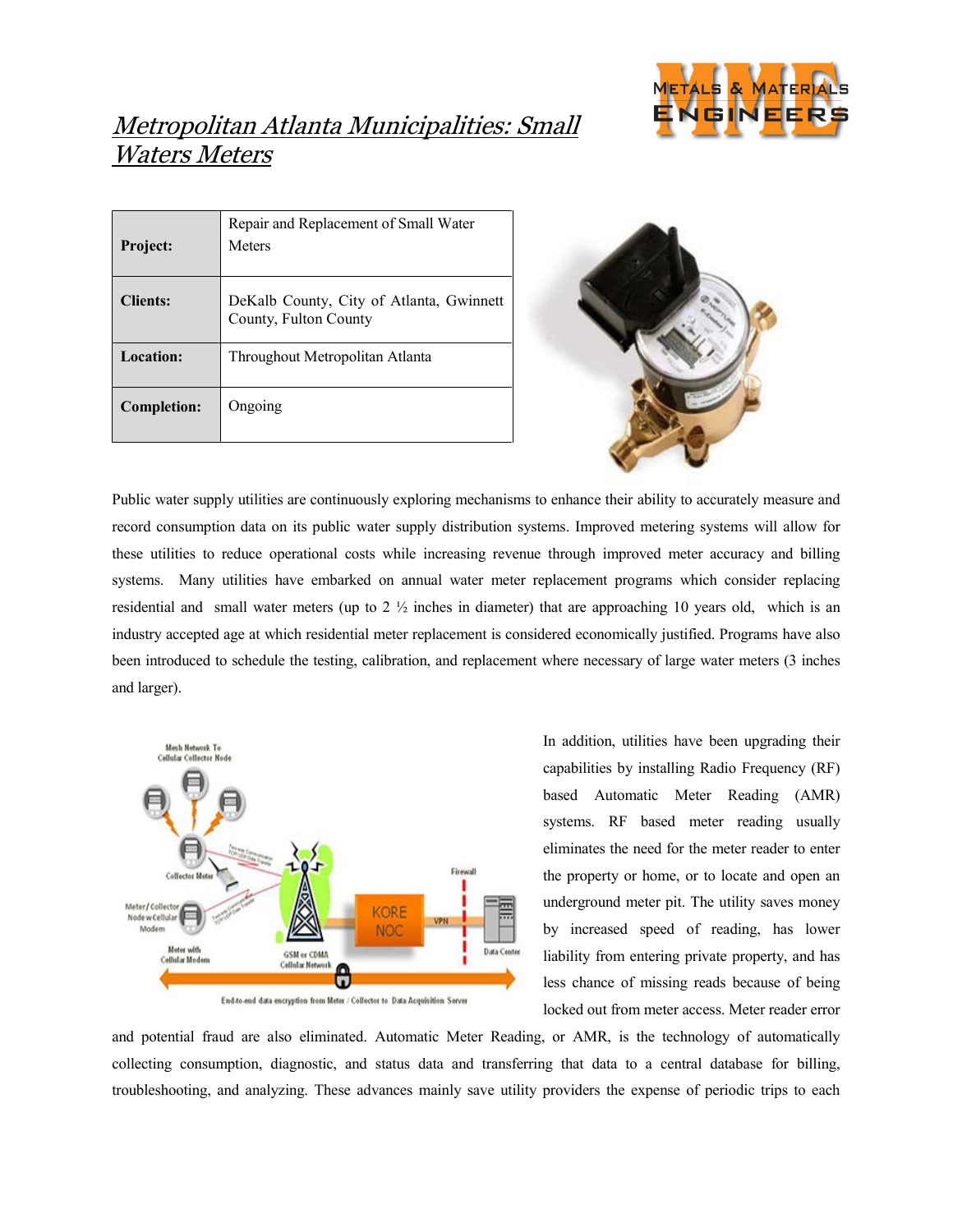# *Metropolitan Atlanta Municipalities: Small Waters Meters*

| **Project:** | Repair and Replacement of Small Water Meters |
|---|---|
| **Clients:** | DeKalb County, City of Atlanta, Gwinnett County, Fulton County |
| **Location:** | Throughout Metropolitan Atlanta |
| **Completion:** | Ongoing |

Public water supply utilities are continuously exploring mechanisms to enhance their ability to accurately measure and record consumption data on its public water supply distribution systems. Improved metering systems will allow for these utilities to reduce operational costs while increasing revenue through improved meter accuracy and billing systems. Many utilities have embarked on annual water meter replacement programs which consider replacing residential and small water meters (up to 2 ½ inches in diameter) that are approaching 10 years old, which is an industry accepted age at which residential meter replacement is considered economically justified. Programs have also been introduced to schedule the testing, calibration, and replacement where necessary of large water meters (3 inches and larger).

In addition, utilities have been upgrading their capabilities by installing Radio Frequency (RF) based Automatic Meter Reading (AMR) systems. RF based meter reading usually eliminates the need for the meter reader to enter the property or home, or to locate and open an underground meter pit. The utility saves money by increased speed of reading, has lower liability from entering private property, and has less chance of missing reads because of being locked out from meter access. Meter reader error and potential fraud are also eliminated. Automatic Meter Reading, or AMR, is the technology of automatically collecting consumption, diagnostic, and status data and transferring that data to a central database for billing, troubleshooting, and analyzing. These advances mainly save utility providers the expense of periodic trips to each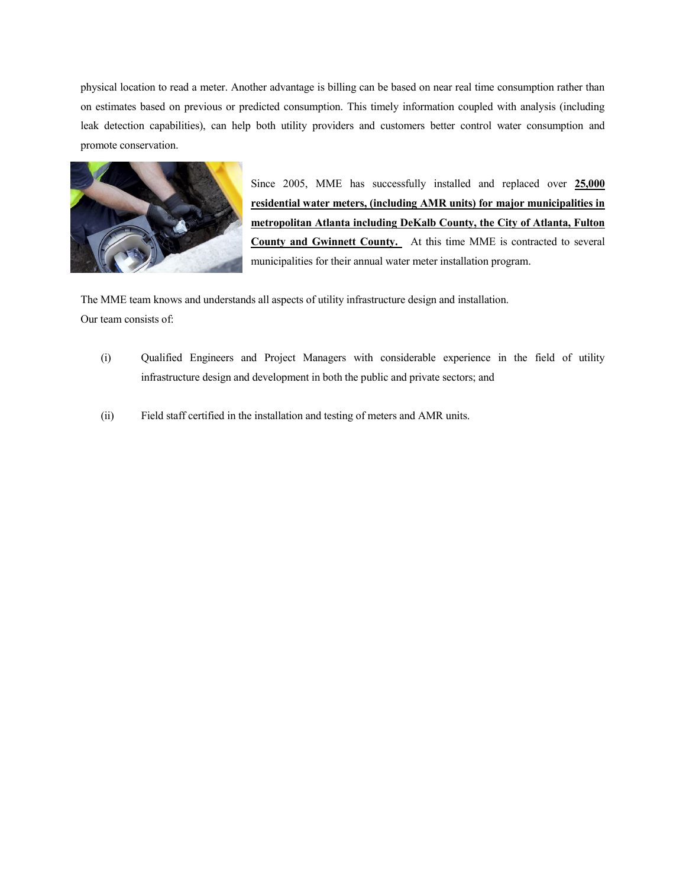physical location to read a meter. Another advantage is billing can be based on near real time consumption rather than on estimates based on previous or predicted consumption. This timely information coupled with analysis (including leak detection capabilities), can help both utility providers and customers better control water consumption and promote conservation.

Since 2005, MME has successfully installed and replaced over **25,000 residential water meters, (including AMR units) for major municipalities in metropolitan Atlanta including DeKalb County, the City of Atlanta, Fulton County and Gwinnett County.** At this time MME is contracted to several municipalities for their annual water meter installation program.

The MME team knows and understands all aspects of utility infrastructure design and installation.
Our team consists of:

(i) Qualified Engineers and Project Managers with considerable experience in the field of utility infrastructure design and development in both the public and private sectors; and

(ii) Field staff certified in the installation and testing of meters and AMR units.